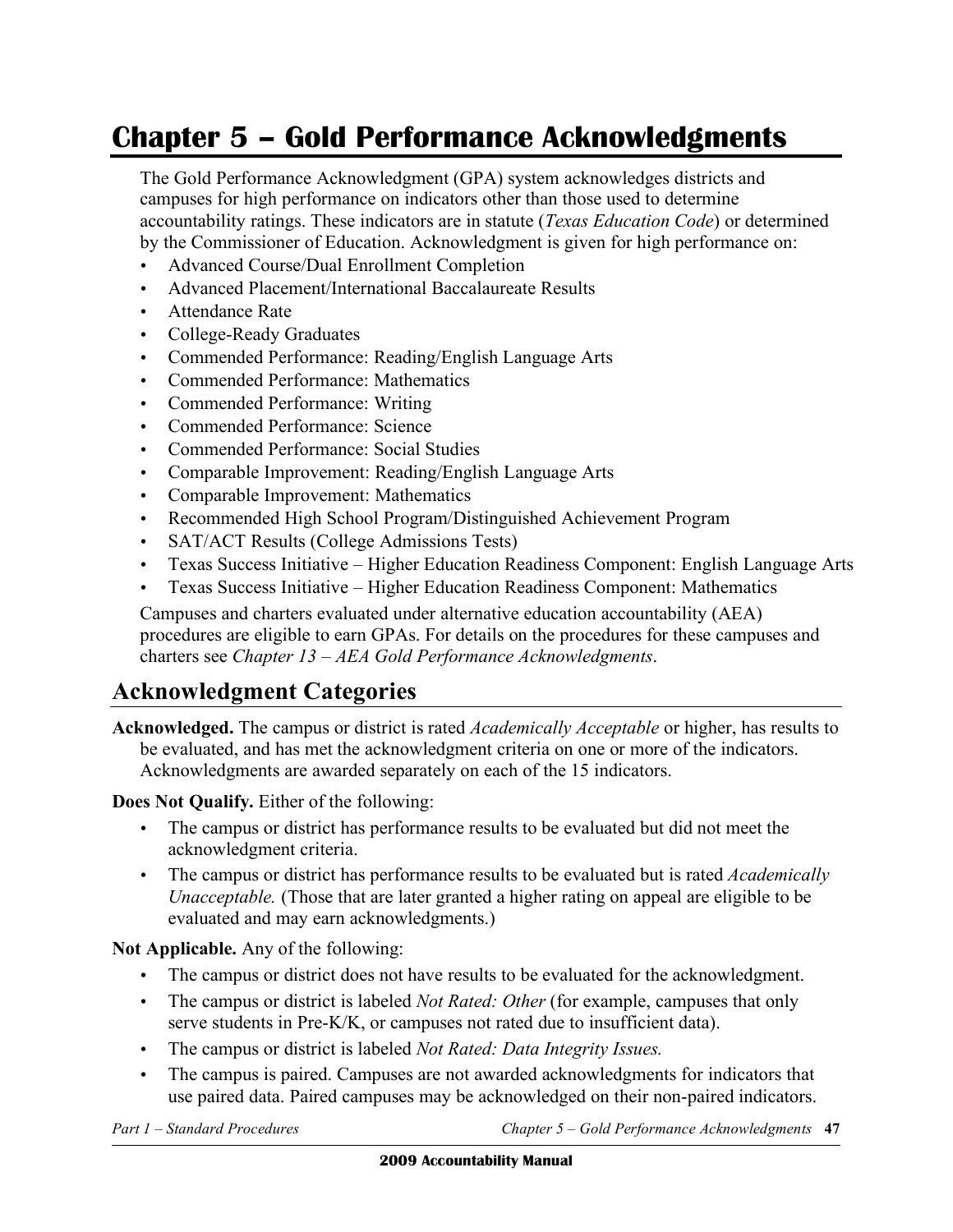# Chapter 5 – Gold Performance Acknowledgments

The Gold Performance Acknowledgment (GPA) system acknowledges districts and campuses for high performance on indicators other than those used to determine accountability ratings. These indicators are in statute (*Texas Education Code*) or determined by the Commissioner of Education. Acknowledgment is given for high performance on:

- Advanced Course/Dual Enrollment Completion
- Advanced Placement/International Baccalaureate Results
- Attendance Rate
- College-Ready Graduates
- Commended Performance: Reading/English Language Arts
- Commended Performance: Mathematics
- Commended Performance: Writing
- Commended Performance: Science
- Commended Performance: Social Studies
- Comparable Improvement: Reading/English Language Arts
- Comparable Improvement: Mathematics
- Recommended High School Program/Distinguished Achievement Program
- SAT/ACT Results (College Admissions Tests)
- Texas Success Initiative – Higher Education Readiness Component: English Language Arts
- Texas Success Initiative – Higher Education Readiness Component: Mathematics

Campuses and charters evaluated under alternative education accountability (AEA) procedures are eligible to earn GPAs. For details on the procedures for these campuses and charters see *Chapter 13 – AEA Gold Performance Acknowledgments*.

## Acknowledgment Categories

**Acknowledged.** The campus or district is rated *Academically Acceptable* or higher, has results to be evaluated, and has met the acknowledgment criteria on one or more of the indicators. Acknowledgments are awarded separately on each of the 15 indicators.

**Does Not Qualify.** Either of the following:

- The campus or district has performance results to be evaluated but did not meet the acknowledgment criteria.
- The campus or district has performance results to be evaluated but is rated *Academically Unacceptable.* (Those that are later granted a higher rating on appeal are eligible to be evaluated and may earn acknowledgments.)

**Not Applicable.** Any of the following:

- The campus or district does not have results to be evaluated for the acknowledgment.
- The campus or district is labeled *Not Rated: Other* (for example, campuses that only serve students in Pre-K/K, or campuses not rated due to insufficient data).
- The campus or district is labeled *Not Rated: Data Integrity Issues.*
- The campus is paired. Campuses are not awarded acknowledgments for indicators that use paired data. Paired campuses may be acknowledged on their non-paired indicators.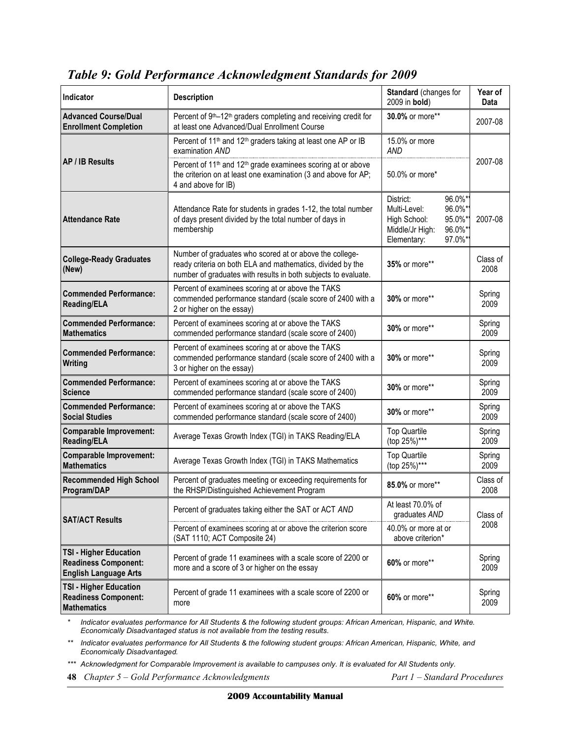## *Table 9: Gold Performance Acknowledgment Standards for 2009*

| Indicator | Description | Standard (changes for 2009 in **bold**) | Year of Data |
|---|---|---|---|
| **Advanced Course/Dual Enrollment Completion** | Percent of 9th–12th graders completing and receiving credit for at least one Advanced/Dual Enrollment Course | **30.0%** or more** | 2007-08 |
| **AP / IB Results** | Percent of 11th and 12th graders taking at least one AP or IB examination *AND* | 15.0% or more *AND* | 2007-08 |
| | Percent of 11th and 12th grade examinees scoring at or above the criterion on at least one examination (3 and above for AP; 4 and above for IB) | 50.0% or more* | |
| **Attendance Rate** | Attendance Rate for students in grades 1-12, the total number of days present divided by the total number of days in membership | District: 96.0%**<br>Multi-Level: 96.0%**<br>High School: 95.0%**<br>Middle/Jr High: 96.0%**<br>Elementary: 97.0%** | 2007-08 |
| **College-Ready Graduates (New)** | Number of graduates who scored at or above the college-ready criteria on both ELA and mathematics, divided by the number of graduates with results in both subjects to evaluate. | **35%** or more** | Class of 2008 |
| **Commended Performance: Reading/ELA** | Percent of examinees scoring at or above the TAKS commended performance standard (scale score of 2400 with a 2 or higher on the essay) | **30%** or more** | Spring 2009 |
| **Commended Performance: Mathematics** | Percent of examinees scoring at or above the TAKS commended performance standard (scale score of 2400) | **30%** or more** | Spring 2009 |
| **Commended Performance: Writing** | Percent of examinees scoring at or above the TAKS commended performance standard (scale score of 2400 with a 3 or higher on the essay) | **30%** or more** | Spring 2009 |
| **Commended Performance: Science** | Percent of examinees scoring at or above the TAKS commended performance standard (scale score of 2400) | **30%** or more** | Spring 2009 |
| **Commended Performance: Social Studies** | Percent of examinees scoring at or above the TAKS commended performance standard (scale score of 2400) | **30%** or more** | Spring 2009 |
| **Comparable Improvement: Reading/ELA** | Average Texas Growth Index (TGI) in TAKS Reading/ELA | Top Quartile (top 25%)*** | Spring 2009 |
| **Comparable Improvement: Mathematics** | Average Texas Growth Index (TGI) in TAKS Mathematics | Top Quartile (top 25%)*** | Spring 2009 |
| **Recommended High School Program/DAP** | Percent of graduates meeting or exceeding requirements for the RHSP/Distinguished Achievement Program | **85**.0% or more** | Class of 2008 |
| **SAT/ACT Results** | Percent of graduates taking either the SAT or ACT *AND* | At least 70.0% of graduates *AND* | Class of 2008 |
| | Percent of examinees scoring at or above the criterion score (SAT 1110; ACT Composite 24) | 40.0% or more at or above criterion* | |
| **TSI - Higher Education Readiness Component: English Language Arts** | Percent of grade 11 examinees with a scale score of 2200 or more and a score of 3 or higher on the essay | **60%** or more** | Spring 2009 |
| **TSI - Higher Education Readiness Component: Mathematics** | Percent of grade 11 examinees with a scale score of 2200 or more | **60%** or more** | Spring 2009 |

\* *Indicator evaluates performance for All Students & the following student groups: African American, Hispanic, and White. Economically Disadvantaged status is not available from the testing results.*

\*\* *Indicator evaluates performance for All Students & the following student groups: African American, Hispanic, White, and Economically Disadvantaged.*

\*\*\* *Acknowledgment for Comparable Improvement is available to campuses only. It is evaluated for All Students only.*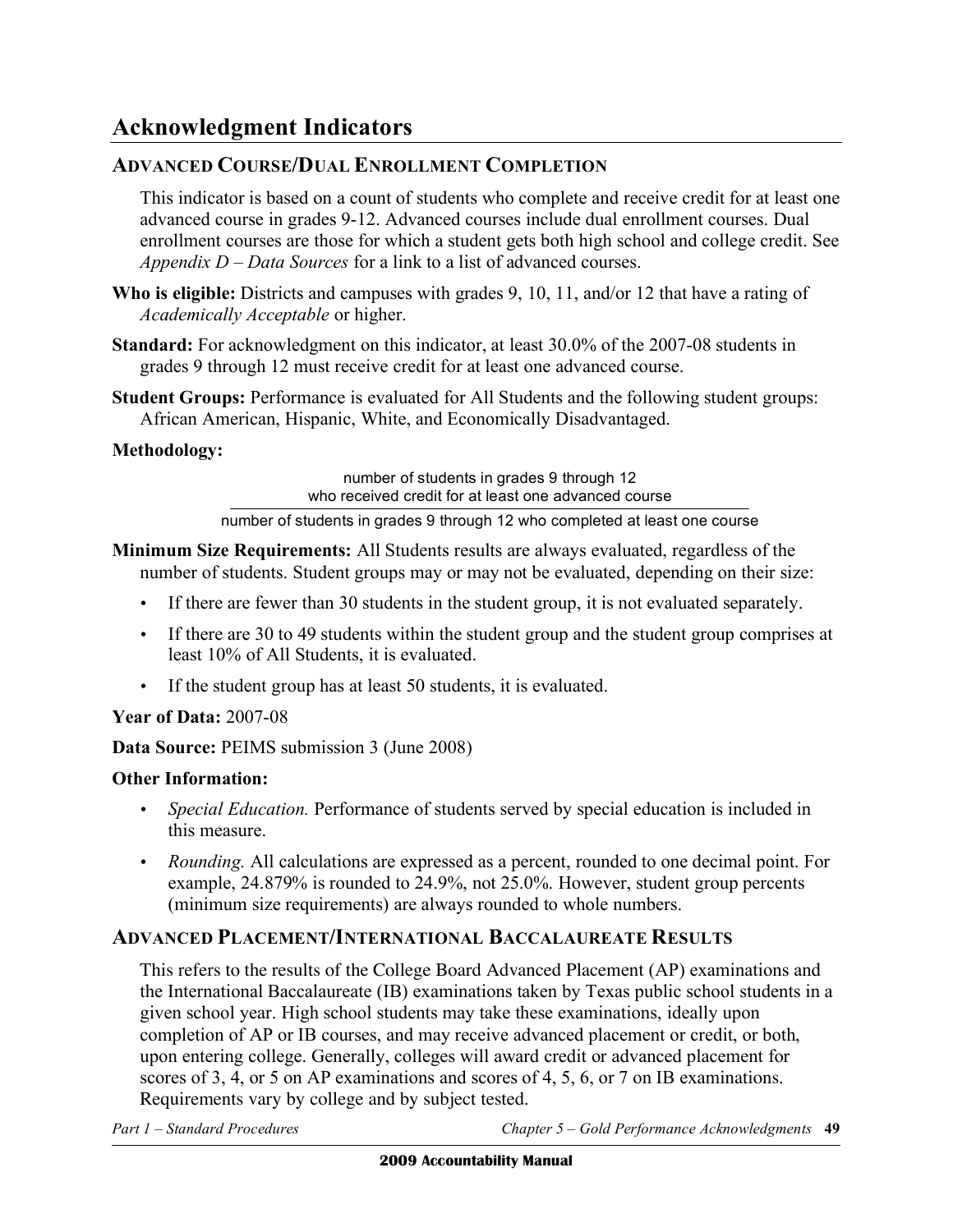## Acknowledgment Indicators

### ADVANCED COURSE/DUAL ENROLLMENT COMPLETION

This indicator is based on a count of students who complete and receive credit for at least one advanced course in grades 9-12. Advanced courses include dual enrollment courses. Dual enrollment courses are those for which a student gets both high school and college credit. See *Appendix D – Data Sources* for a link to a list of advanced courses.

**Who is eligible:** Districts and campuses with grades 9, 10, 11, and/or 12 that have a rating of *Academically Acceptable* or higher.

**Standard:** For acknowledgment on this indicator, at least 30.0% of the 2007-08 students in grades 9 through 12 must receive credit for at least one advanced course.

**Student Groups:** Performance is evaluated for All Students and the following student groups: African American, Hispanic, White, and Economically Disadvantaged.

**Methodology:**

$$\frac{\text{number of students in grades 9 through 12 who received credit for at least one advanced course}}{\text{number of students in grades 9 through 12 who completed at least one course}}$$

**Minimum Size Requirements:** All Students results are always evaluated, regardless of the number of students. Student groups may or may not be evaluated, depending on their size:

- If there are fewer than 30 students in the student group, it is not evaluated separately.
- If there are 30 to 49 students within the student group and the student group comprises at least 10% of All Students, it is evaluated.
- If the student group has at least 50 students, it is evaluated.

**Year of Data:** 2007-08

**Data Source:** PEIMS submission 3 (June 2008)

**Other Information:**

- *Special Education.* Performance of students served by special education is included in this measure.
- *Rounding.* All calculations are expressed as a percent, rounded to one decimal point. For example, 24.879% is rounded to 24.9%, not 25.0%. However, student group percents (minimum size requirements) are always rounded to whole numbers.

### ADVANCED PLACEMENT/INTERNATIONAL BACCALAUREATE RESULTS

This refers to the results of the College Board Advanced Placement (AP) examinations and the International Baccalaureate (IB) examinations taken by Texas public school students in a given school year. High school students may take these examinations, ideally upon completion of AP or IB courses, and may receive advanced placement or credit, or both, upon entering college. Generally, colleges will award credit or advanced placement for scores of 3, 4, or 5 on AP examinations and scores of 4, 5, 6, or 7 on IB examinations. Requirements vary by college and by subject tested.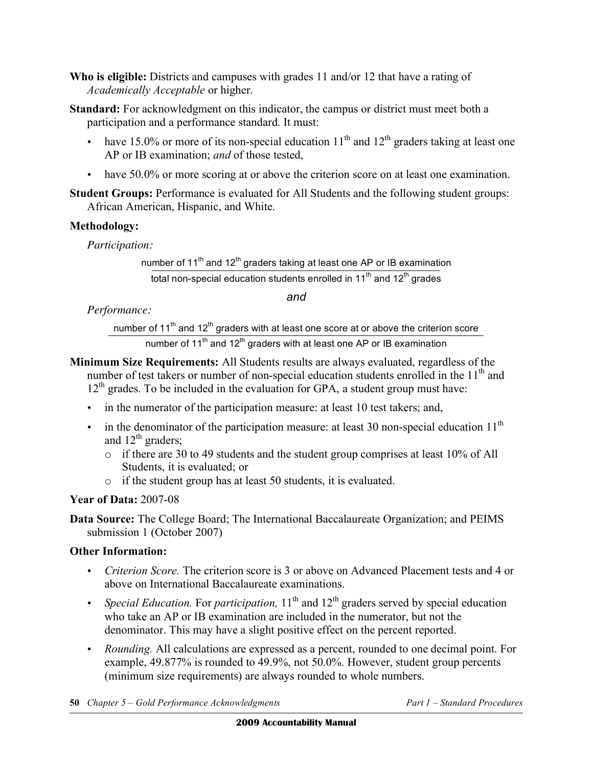**Who is eligible:** Districts and campuses with grades 11 and/or 12 that have a rating of *Academically Acceptable* or higher.

**Standard:** For acknowledgment on this indicator, the campus or district must meet both a participation and a performance standard. It must:

- have 15.0% or more of its non-special education $11^{th}$ and $12^{th}$ graders taking at least one AP or IB examination; *and* of those tested,
- have 50.0% or more scoring at or above the criterion score on at least one examination.

**Student Groups:** Performance is evaluated for All Students and the following student groups: African American, Hispanic, and White.

**Methodology:**

*Participation:*

$$\frac{\text{number of } 11^{th} \text{ and } 12^{th} \text{ graders taking at least one AP or IB examination}}{\text{total non-special education students enrolled in } 11^{th} \text{ and } 12^{th} \text{ grades}}$$

*and*

*Performance:*

$$\frac{\text{number of } 11^{th} \text{ and } 12^{th} \text{ graders with at least one score at or above the criterion score}}{\text{number of } 11^{th} \text{ and } 12^{th} \text{ graders with at least one AP or IB examination}}$$

**Minimum Size Requirements:** All Students results are always evaluated, regardless of the number of test takers or number of non-special education students enrolled in the $11^{th}$ and $12^{th}$ grades. To be included in the evaluation for GPA, a student group must have:

- in the numerator of the participation measure: at least 10 test takers; and,
- in the denominator of the participation measure: at least 30 non-special education $11^{th}$ and $12^{th}$ graders;
  - if there are 30 to 49 students and the student group comprises at least 10% of All Students, it is evaluated; or
  - if the student group has at least 50 students, it is evaluated.

**Year of Data:** 2007-08

**Data Source:** The College Board; The International Baccalaureate Organization; and PEIMS submission 1 (October 2007)

**Other Information:**

- *Criterion Score.* The criterion score is 3 or above on Advanced Placement tests and 4 or above on International Baccalaureate examinations.
- *Special Education.* For *participation,* $11^{th}$ and $12^{th}$ graders served by special education who take an AP or IB examination are included in the numerator, but not the denominator. This may have a slight positive effect on the percent reported.
- *Rounding.* All calculations are expressed as a percent, rounded to one decimal point. For example, 49.877% is rounded to 49.9%, not 50.0%. However, student group percents (minimum size requirements) are always rounded to whole numbers.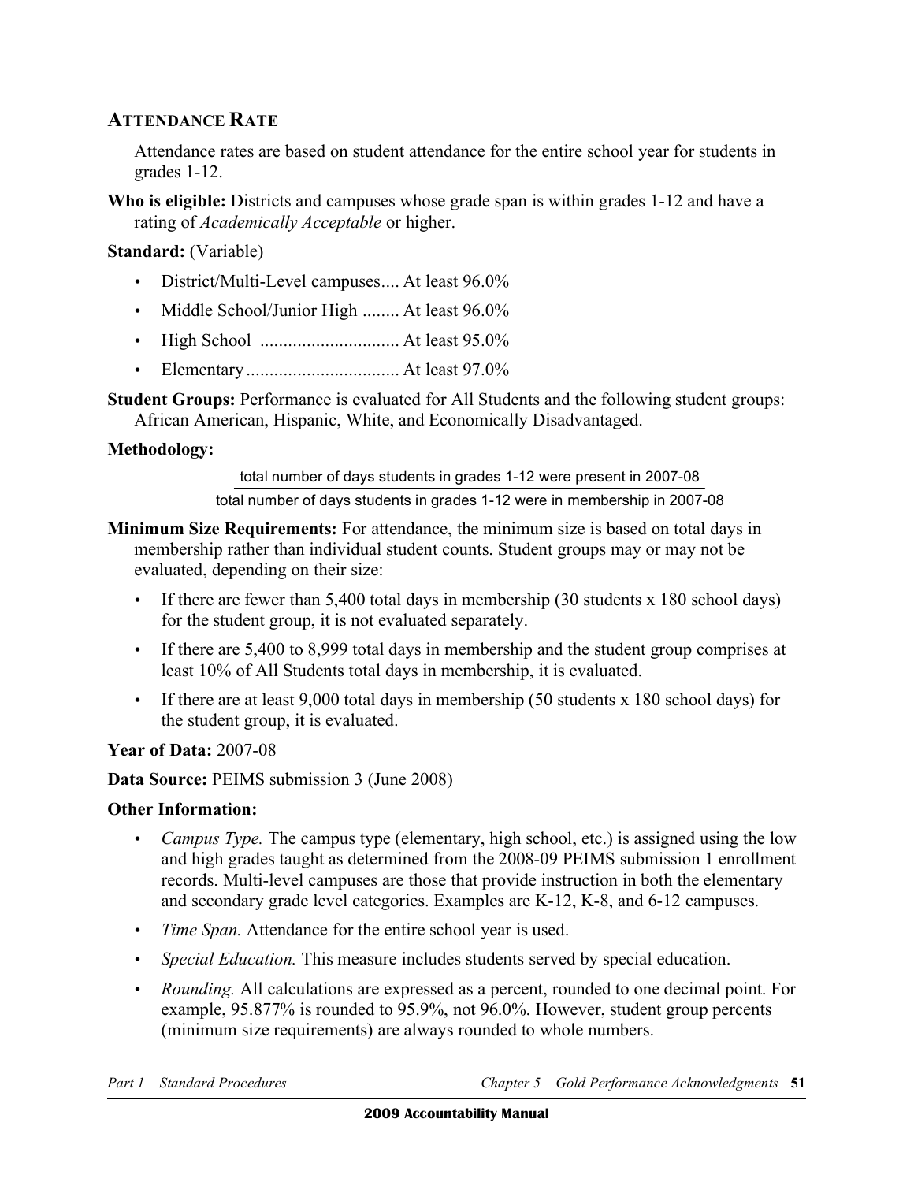## ATTENDANCE RATE

Attendance rates are based on student attendance for the entire school year for students in grades 1-12.

**Who is eligible:** Districts and campuses whose grade span is within grades 1-12 and have a rating of *Academically Acceptable* or higher.

**Standard:** (Variable)

- District/Multi-Level campuses.... At least 96.0%
- Middle School/Junior High ........ At least 96.0%
- High School .............................. At least 95.0%
- Elementary ................................. At least 97.0%

**Student Groups:** Performance is evaluated for All Students and the following student groups: African American, Hispanic, White, and Economically Disadvantaged.

**Methodology:**

$$\frac{\text{total number of days students in grades 1-12 were present in 2007-08}}{\text{total number of days students in grades 1-12 were in membership in 2007-08}}$$

**Minimum Size Requirements:** For attendance, the minimum size is based on total days in membership rather than individual student counts. Student groups may or may not be evaluated, depending on their size:

- If there are fewer than 5,400 total days in membership (30 students x 180 school days) for the student group, it is not evaluated separately.
- If there are 5,400 to 8,999 total days in membership and the student group comprises at least 10% of All Students total days in membership, it is evaluated.
- If there are at least 9,000 total days in membership (50 students x 180 school days) for the student group, it is evaluated.

**Year of Data:** 2007-08

**Data Source:** PEIMS submission 3 (June 2008)

**Other Information:**

- *Campus Type.* The campus type (elementary, high school, etc.) is assigned using the low and high grades taught as determined from the 2008-09 PEIMS submission 1 enrollment records. Multi-level campuses are those that provide instruction in both the elementary and secondary grade level categories. Examples are K-12, K-8, and 6-12 campuses.
- *Time Span.* Attendance for the entire school year is used.
- *Special Education.* This measure includes students served by special education.
- *Rounding.* All calculations are expressed as a percent, rounded to one decimal point. For example, 95.877% is rounded to 95.9%, not 96.0%. However, student group percents (minimum size requirements) are always rounded to whole numbers.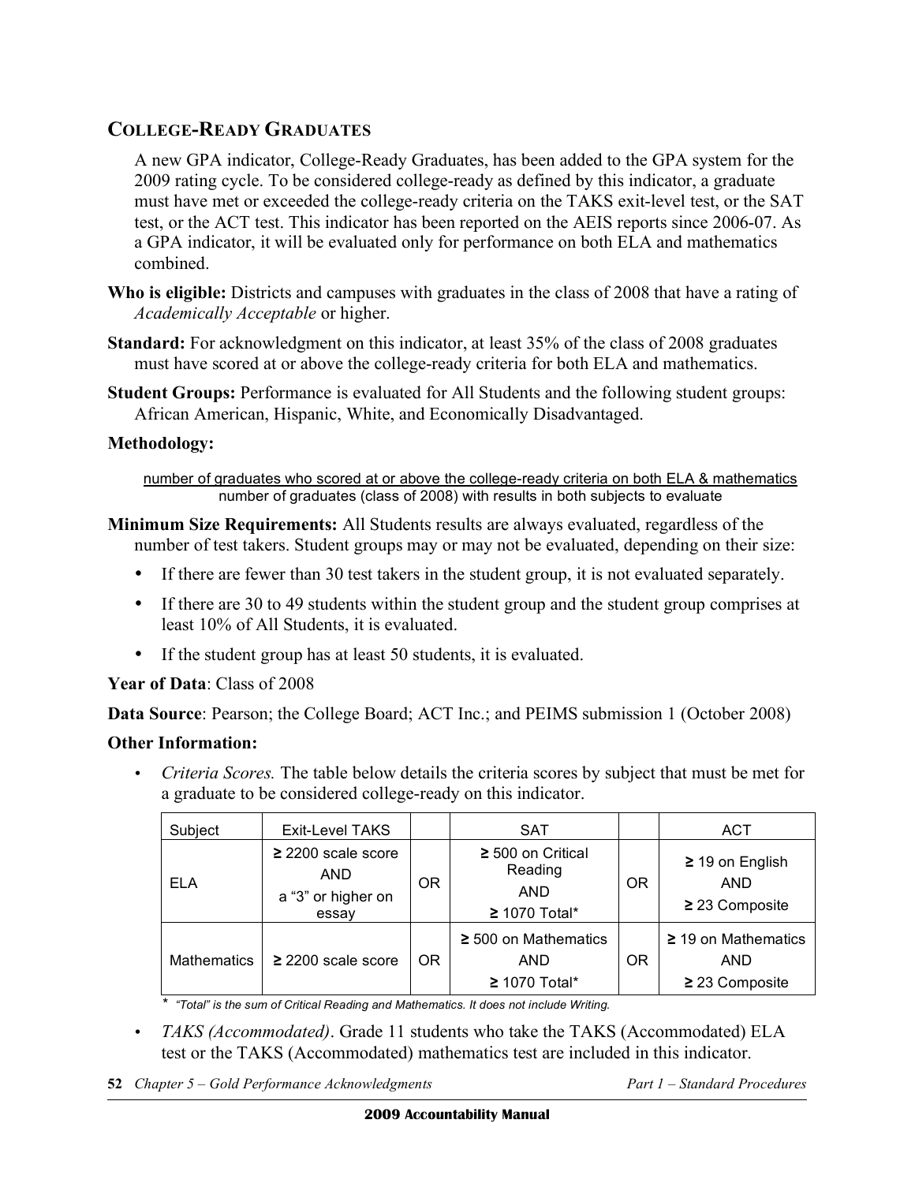## COLLEGE-READY GRADUATES

A new GPA indicator, College-Ready Graduates, has been added to the GPA system for the 2009 rating cycle. To be considered college-ready as defined by this indicator, a graduate must have met or exceeded the college-ready criteria on the TAKS exit-level test, or the SAT test, or the ACT test. This indicator has been reported on the AEIS reports since 2006-07. As a GPA indicator, it will be evaluated only for performance on both ELA and mathematics combined.

**Who is eligible:** Districts and campuses with graduates in the class of 2008 that have a rating of *Academically Acceptable* or higher.

**Standard:** For acknowledgment on this indicator, at least 35% of the class of 2008 graduates must have scored at or above the college-ready criteria for both ELA and mathematics.

**Student Groups:** Performance is evaluated for All Students and the following student groups: African American, Hispanic, White, and Economically Disadvantaged.

**Methodology:**

$$\frac{\text{number of graduates who scored at or above the college-ready criteria on both ELA \& mathematics}}{\text{number of graduates (class of 2008) with results in both subjects to evaluate}}$$

**Minimum Size Requirements:** All Students results are always evaluated, regardless of the number of test takers. Student groups may or may not be evaluated, depending on their size:

- If there are fewer than 30 test takers in the student group, it is not evaluated separately.
- If there are 30 to 49 students within the student group and the student group comprises at least 10% of All Students, it is evaluated.
- If the student group has at least 50 students, it is evaluated.

**Year of Data**: Class of 2008

**Data Source**: Pearson; the College Board; ACT Inc.; and PEIMS submission 1 (October 2008)

**Other Information:**

- *Criteria Scores.* The table below details the criteria scores by subject that must be met for a graduate to be considered college-ready on this indicator.

| Subject | Exit-Level TAKS | | SAT | | ACT |
|---|---|---|---|---|---|
| ELA | ≥ 2200 scale score AND a "3" or higher on essay | OR | ≥ 500 on Critical Reading AND ≥ 1070 Total* | OR | ≥ 19 on English AND ≥ 23 Composite |
| Mathematics | ≥ 2200 scale score | OR | ≥ 500 on Mathematics AND ≥ 1070 Total* | OR | ≥ 19 on Mathematics AND ≥ 23 Composite |

\* *"Total" is the sum of Critical Reading and Mathematics. It does not include Writing.*

- *TAKS (Accommodated)*. Grade 11 students who take the TAKS (Accommodated) ELA test or the TAKS (Accommodated) mathematics test are included in this indicator.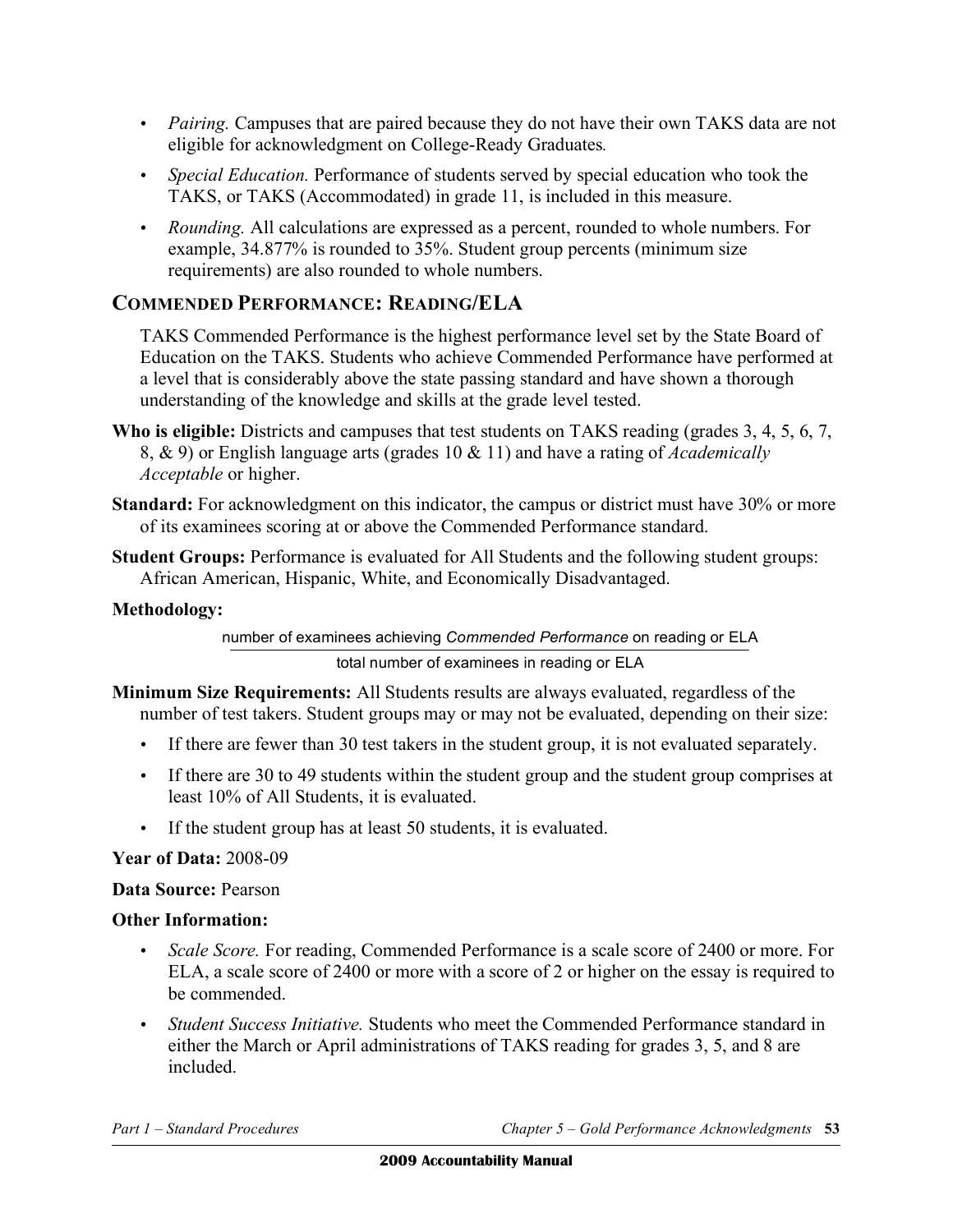- *Pairing.* Campuses that are paired because they do not have their own TAKS data are not eligible for acknowledgment on College-Ready Graduates.
- *Special Education.* Performance of students served by special education who took the TAKS, or TAKS (Accommodated) in grade 11, is included in this measure.
- *Rounding.* All calculations are expressed as a percent, rounded to whole numbers. For example, 34.877% is rounded to 35%. Student group percents (minimum size requirements) are also rounded to whole numbers.

## COMMENDED PERFORMANCE: READING/ELA

TAKS Commended Performance is the highest performance level set by the State Board of Education on the TAKS. Students who achieve Commended Performance have performed at a level that is considerably above the state passing standard and have shown a thorough understanding of the knowledge and skills at the grade level tested.

**Who is eligible:** Districts and campuses that test students on TAKS reading (grades 3, 4, 5, 6, 7, 8, & 9) or English language arts (grades 10 & 11) and have a rating of *Academically Acceptable* or higher.

**Standard:** For acknowledgment on this indicator, the campus or district must have 30% or more of its examinees scoring at or above the Commended Performance standard.

**Student Groups:** Performance is evaluated for All Students and the following student groups: African American, Hispanic, White, and Economically Disadvantaged.

**Methodology:**

$$\frac{\text{number of examinees achieving } \textit{Commended Performance} \text{ on reading or ELA}}{\text{total number of examinees in reading or ELA}}$$

**Minimum Size Requirements:** All Students results are always evaluated, regardless of the number of test takers. Student groups may or may not be evaluated, depending on their size:

- If there are fewer than 30 test takers in the student group, it is not evaluated separately.
- If there are 30 to 49 students within the student group and the student group comprises at least 10% of All Students, it is evaluated.
- If the student group has at least 50 students, it is evaluated.

**Year of Data:** 2008-09

**Data Source:** Pearson

**Other Information:**

- *Scale Score.* For reading, Commended Performance is a scale score of 2400 or more. For ELA, a scale score of 2400 or more with a score of 2 or higher on the essay is required to be commended.
- *Student Success Initiative.* Students who meet the Commended Performance standard in either the March or April administrations of TAKS reading for grades 3, 5, and 8 are included.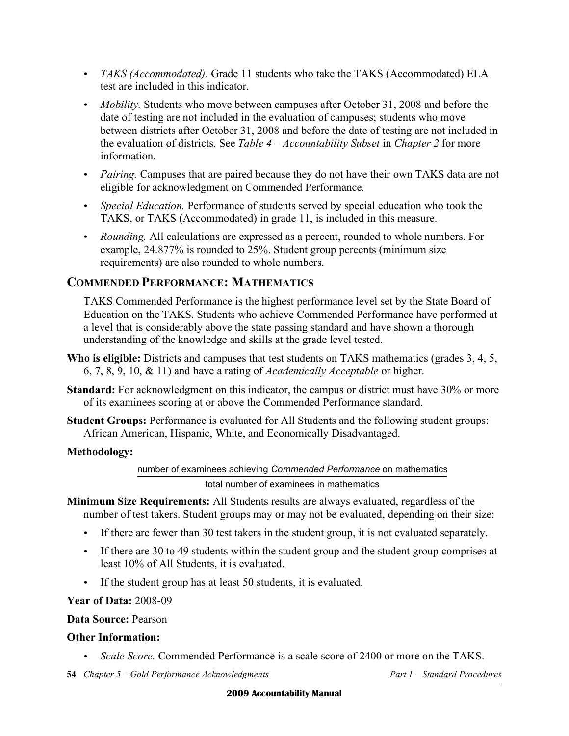- *TAKS (Accommodated)*. Grade 11 students who take the TAKS (Accommodated) ELA test are included in this indicator.
- *Mobility.* Students who move between campuses after October 31, 2008 and before the date of testing are not included in the evaluation of campuses; students who move between districts after October 31, 2008 and before the date of testing are not included in the evaluation of districts. See *Table 4 – Accountability Subset* in *Chapter 2* for more information.
- *Pairing.* Campuses that are paired because they do not have their own TAKS data are not eligible for acknowledgment on Commended Performance*.*
- *Special Education.* Performance of students served by special education who took the TAKS, or TAKS (Accommodated) in grade 11, is included in this measure.
- *Rounding.* All calculations are expressed as a percent, rounded to whole numbers. For example, 24.877% is rounded to 25%. Student group percents (minimum size requirements) are also rounded to whole numbers.

## COMMENDED PERFORMANCE: MATHEMATICS

TAKS Commended Performance is the highest performance level set by the State Board of Education on the TAKS. Students who achieve Commended Performance have performed at a level that is considerably above the state passing standard and have shown a thorough understanding of the knowledge and skills at the grade level tested.

**Who is eligible:** Districts and campuses that test students on TAKS mathematics (grades 3, 4, 5, 6, 7, 8, 9, 10, & 11) and have a rating of *Academically Acceptable* or higher.

**Standard:** For acknowledgment on this indicator, the campus or district must have 30% or more of its examinees scoring at or above the Commended Performance standard.

**Student Groups:** Performance is evaluated for All Students and the following student groups: African American, Hispanic, White, and Economically Disadvantaged.

**Methodology:**

$$\frac{\text{number of examinees achieving } \textit{Commended Performance} \text{ on mathematics}}{\text{total number of examinees in mathematics}}$$

**Minimum Size Requirements:** All Students results are always evaluated, regardless of the number of test takers. Student groups may or may not be evaluated, depending on their size:

- If there are fewer than 30 test takers in the student group, it is not evaluated separately.
- If there are 30 to 49 students within the student group and the student group comprises at least 10% of All Students, it is evaluated.
- If the student group has at least 50 students, it is evaluated.

**Year of Data:** 2008-09

**Data Source:** Pearson

**Other Information:**

- *Scale Score.* Commended Performance is a scale score of 2400 or more on the TAKS.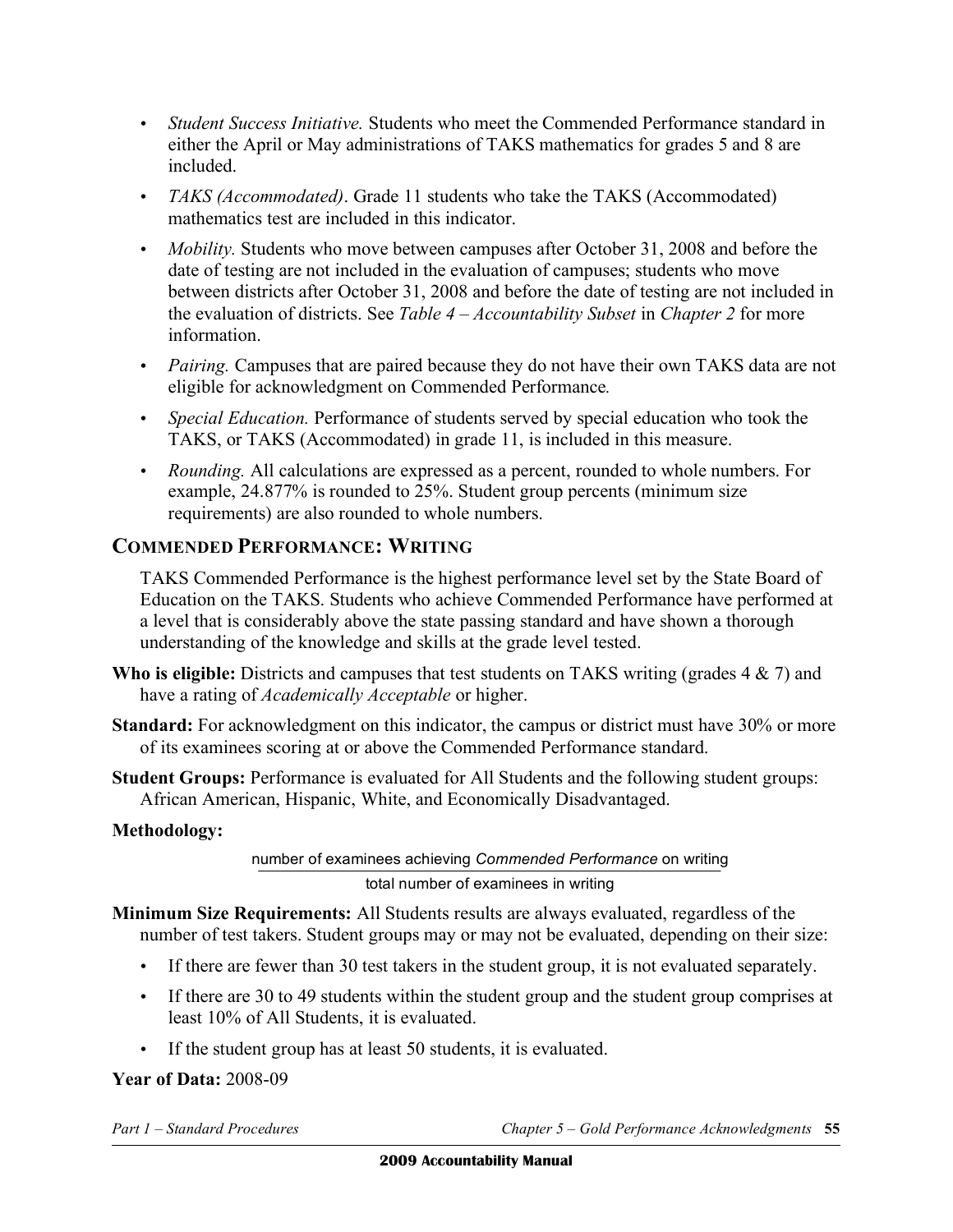- *Student Success Initiative.* Students who meet the Commended Performance standard in either the April or May administrations of TAKS mathematics for grades 5 and 8 are included.
- *TAKS (Accommodated)*. Grade 11 students who take the TAKS (Accommodated) mathematics test are included in this indicator.
- *Mobility.* Students who move between campuses after October 31, 2008 and before the date of testing are not included in the evaluation of campuses; students who move between districts after October 31, 2008 and before the date of testing are not included in the evaluation of districts. See *Table 4 – Accountability Subset* in *Chapter 2* for more information.
- *Pairing.* Campuses that are paired because they do not have their own TAKS data are not eligible for acknowledgment on Commended Performance.
- *Special Education.* Performance of students served by special education who took the TAKS, or TAKS (Accommodated) in grade 11, is included in this measure.
- *Rounding.* All calculations are expressed as a percent, rounded to whole numbers. For example, 24.877% is rounded to 25%. Student group percents (minimum size requirements) are also rounded to whole numbers.

## COMMENDED PERFORMANCE: WRITING

TAKS Commended Performance is the highest performance level set by the State Board of Education on the TAKS. Students who achieve Commended Performance have performed at a level that is considerably above the state passing standard and have shown a thorough understanding of the knowledge and skills at the grade level tested.

**Who is eligible:** Districts and campuses that test students on TAKS writing (grades 4 & 7) and have a rating of *Academically Acceptable* or higher.

**Standard:** For acknowledgment on this indicator, the campus or district must have 30% or more of its examinees scoring at or above the Commended Performance standard.

**Student Groups:** Performance is evaluated for All Students and the following student groups: African American, Hispanic, White, and Economically Disadvantaged.

**Methodology:**

$$\frac{\text{number of examinees achieving } \textit{Commended Performance} \text{ on writing}}{\text{total number of examinees in writing}}$$

**Minimum Size Requirements:** All Students results are always evaluated, regardless of the number of test takers. Student groups may or may not be evaluated, depending on their size:

- If there are fewer than 30 test takers in the student group, it is not evaluated separately.
- If there are 30 to 49 students within the student group and the student group comprises at least 10% of All Students, it is evaluated.
- If the student group has at least 50 students, it is evaluated.

**Year of Data:** 2008-09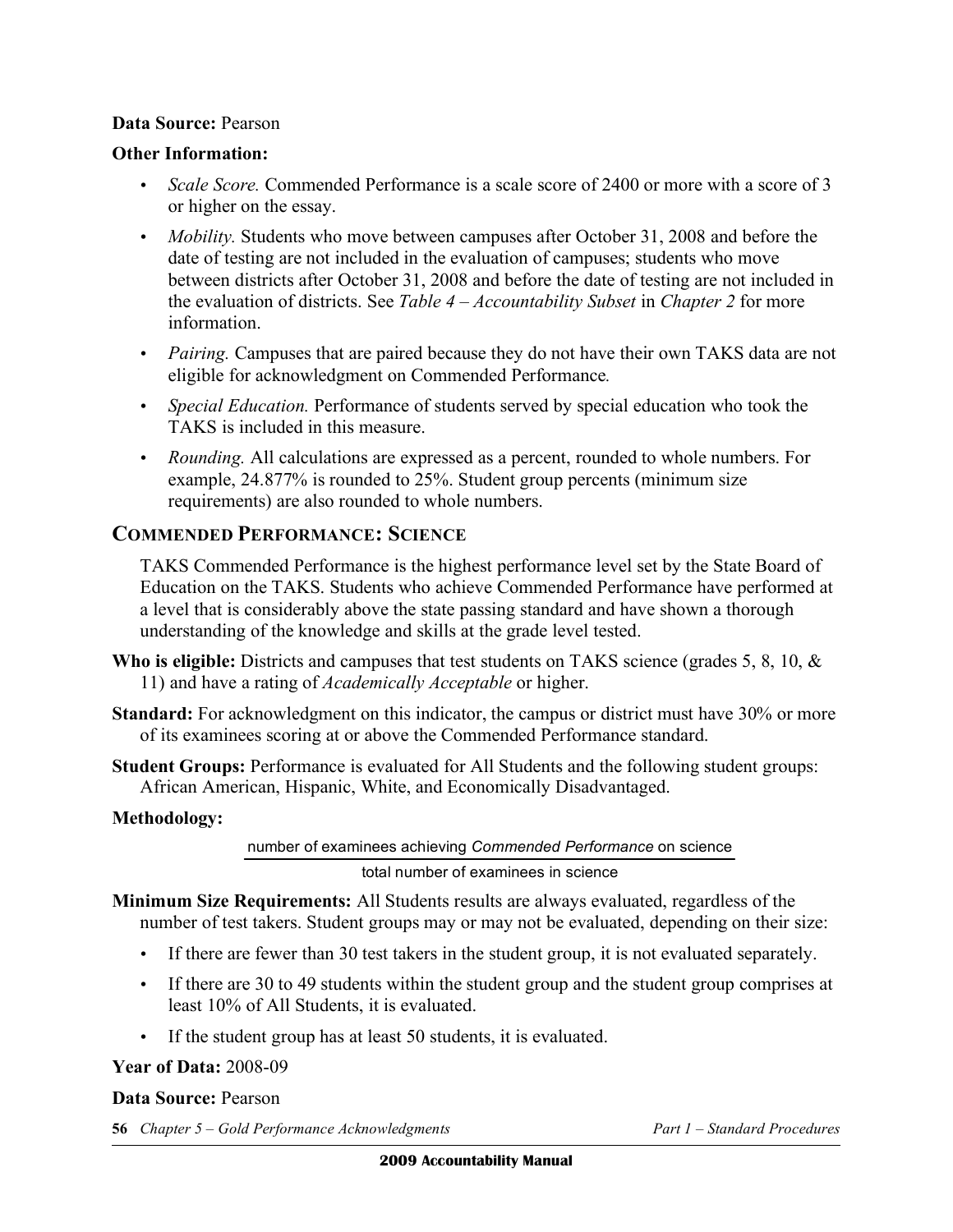**Data Source:** Pearson

**Other Information:**

- *Scale Score.* Commended Performance is a scale score of 2400 or more with a score of 3 or higher on the essay.
- *Mobility.* Students who move between campuses after October 31, 2008 and before the date of testing are not included in the evaluation of campuses; students who move between districts after October 31, 2008 and before the date of testing are not included in the evaluation of districts. See *Table 4 – Accountability Subset* in *Chapter 2* for more information.
- *Pairing.* Campuses that are paired because they do not have their own TAKS data are not eligible for acknowledgment on Commended Performance.
- *Special Education.* Performance of students served by special education who took the TAKS is included in this measure.
- *Rounding.* All calculations are expressed as a percent, rounded to whole numbers. For example, 24.877% is rounded to 25%. Student group percents (minimum size requirements) are also rounded to whole numbers.

## COMMENDED PERFORMANCE: SCIENCE

TAKS Commended Performance is the highest performance level set by the State Board of Education on the TAKS. Students who achieve Commended Performance have performed at a level that is considerably above the state passing standard and have shown a thorough understanding of the knowledge and skills at the grade level tested.

**Who is eligible:** Districts and campuses that test students on TAKS science (grades 5, 8, 10, & 11) and have a rating of *Academically Acceptable* or higher.

**Standard:** For acknowledgment on this indicator, the campus or district must have 30% or more of its examinees scoring at or above the Commended Performance standard.

**Student Groups:** Performance is evaluated for All Students and the following student groups: African American, Hispanic, White, and Economically Disadvantaged.

**Methodology:**

$$\frac{\text{number of examinees achieving } \textit{Commended Performance} \text{ on science}}{\text{total number of examinees in science}}$$

**Minimum Size Requirements:** All Students results are always evaluated, regardless of the number of test takers. Student groups may or may not be evaluated, depending on their size:

- If there are fewer than 30 test takers in the student group, it is not evaluated separately.
- If there are 30 to 49 students within the student group and the student group comprises at least 10% of All Students, it is evaluated.
- If the student group has at least 50 students, it is evaluated.

**Year of Data:** 2008-09

**Data Source:** Pearson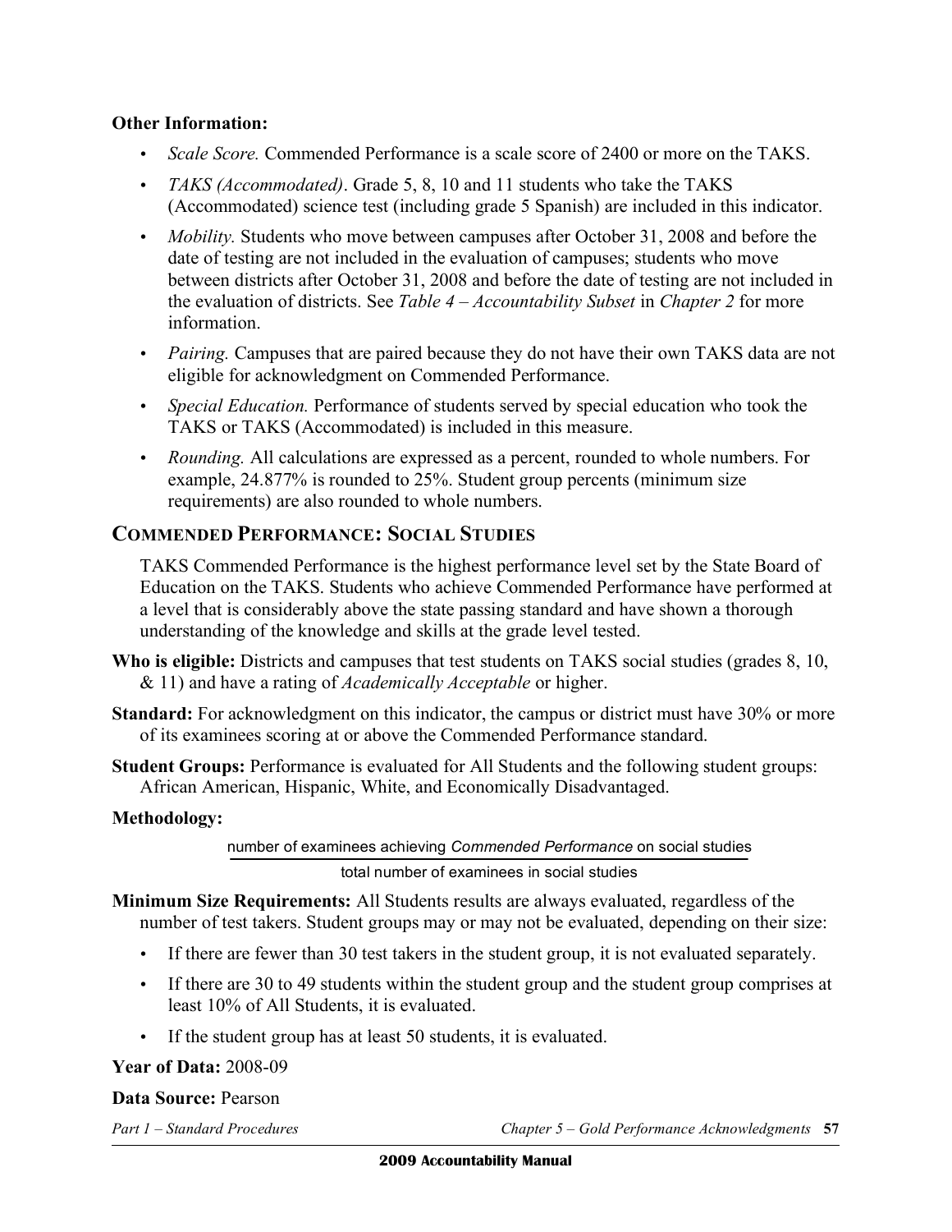**Other Information:**

- *Scale Score.* Commended Performance is a scale score of 2400 or more on the TAKS.
- *TAKS (Accommodated)*. Grade 5, 8, 10 and 11 students who take the TAKS (Accommodated) science test (including grade 5 Spanish) are included in this indicator.
- *Mobility.* Students who move between campuses after October 31, 2008 and before the date of testing are not included in the evaluation of campuses; students who move between districts after October 31, 2008 and before the date of testing are not included in the evaluation of districts. See *Table 4 – Accountability Subset* in *Chapter 2* for more information.
- *Pairing.* Campuses that are paired because they do not have their own TAKS data are not eligible for acknowledgment on Commended Performance.
- *Special Education.* Performance of students served by special education who took the TAKS or TAKS (Accommodated) is included in this measure.
- *Rounding.* All calculations are expressed as a percent, rounded to whole numbers. For example, 24.877% is rounded to 25%. Student group percents (minimum size requirements) are also rounded to whole numbers.

## COMMENDED PERFORMANCE: SOCIAL STUDIES

TAKS Commended Performance is the highest performance level set by the State Board of Education on the TAKS. Students who achieve Commended Performance have performed at a level that is considerably above the state passing standard and have shown a thorough understanding of the knowledge and skills at the grade level tested.

**Who is eligible:** Districts and campuses that test students on TAKS social studies (grades 8, 10, & 11) and have a rating of *Academically Acceptable* or higher.

**Standard:** For acknowledgment on this indicator, the campus or district must have 30% or more of its examinees scoring at or above the Commended Performance standard.

**Student Groups:** Performance is evaluated for All Students and the following student groups: African American, Hispanic, White, and Economically Disadvantaged.

**Methodology:**

$$\frac{\text{number of examinees achieving } \textit{Commended Performance} \text{ on social studies}}{\text{total number of examinees in social studies}}$$

**Minimum Size Requirements:** All Students results are always evaluated, regardless of the number of test takers. Student groups may or may not be evaluated, depending on their size:

- If there are fewer than 30 test takers in the student group, it is not evaluated separately.
- If there are 30 to 49 students within the student group and the student group comprises at least 10% of All Students, it is evaluated.
- If the student group has at least 50 students, it is evaluated.

**Year of Data:** 2008-09

**Data Source:** Pearson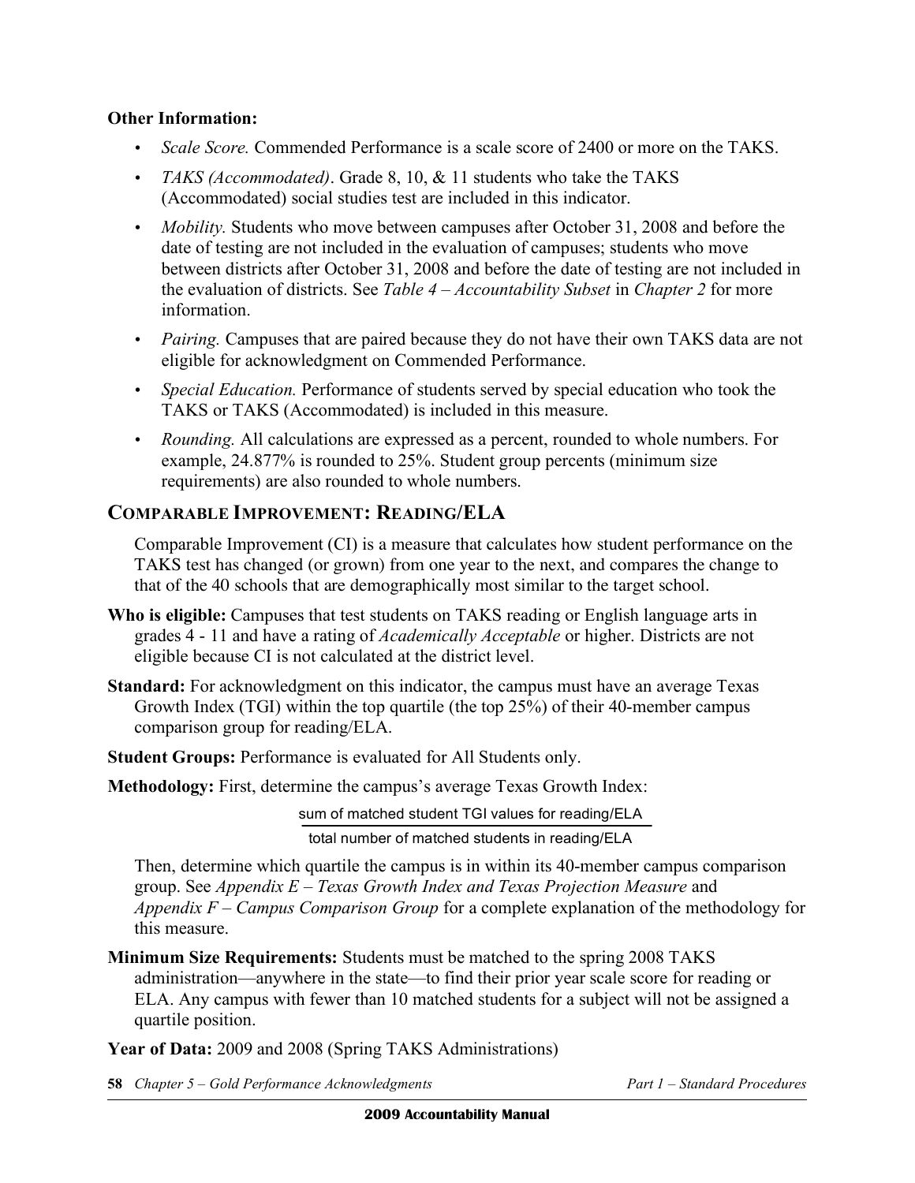**Other Information:**

- *Scale Score.* Commended Performance is a scale score of 2400 or more on the TAKS.
- *TAKS (Accommodated)*. Grade 8, 10, & 11 students who take the TAKS (Accommodated) social studies test are included in this indicator.
- *Mobility.* Students who move between campuses after October 31, 2008 and before the date of testing are not included in the evaluation of campuses; students who move between districts after October 31, 2008 and before the date of testing are not included in the evaluation of districts. See *Table 4 – Accountability Subset* in *Chapter 2* for more information.
- *Pairing.* Campuses that are paired because they do not have their own TAKS data are not eligible for acknowledgment on Commended Performance.
- *Special Education.* Performance of students served by special education who took the TAKS or TAKS (Accommodated) is included in this measure.
- *Rounding.* All calculations are expressed as a percent, rounded to whole numbers. For example, 24.877% is rounded to 25%. Student group percents (minimum size requirements) are also rounded to whole numbers.

## COMPARABLE IMPROVEMENT: READING/ELA

Comparable Improvement (CI) is a measure that calculates how student performance on the TAKS test has changed (or grown) from one year to the next, and compares the change to that of the 40 schools that are demographically most similar to the target school.

**Who is eligible:** Campuses that test students on TAKS reading or English language arts in grades 4 - 11 and have a rating of *Academically Acceptable* or higher. Districts are not eligible because CI is not calculated at the district level.

**Standard:** For acknowledgment on this indicator, the campus must have an average Texas Growth Index (TGI) within the top quartile (the top 25%) of their 40-member campus comparison group for reading/ELA.

**Student Groups:** Performance is evaluated for All Students only.

**Methodology:** First, determine the campus's average Texas Growth Index:

$$\frac{\text{sum of matched student TGI values for reading/ELA}}{\text{total number of matched students in reading/ELA}}$$

Then, determine which quartile the campus is in within its 40-member campus comparison group. See *Appendix E – Texas Growth Index and Texas Projection Measure* and *Appendix F – Campus Comparison Group* for a complete explanation of the methodology for this measure.

**Minimum Size Requirements:** Students must be matched to the spring 2008 TAKS administration—anywhere in the state—to find their prior year scale score for reading or ELA. Any campus with fewer than 10 matched students for a subject will not be assigned a quartile position.

**Year of Data:** 2009 and 2008 (Spring TAKS Administrations)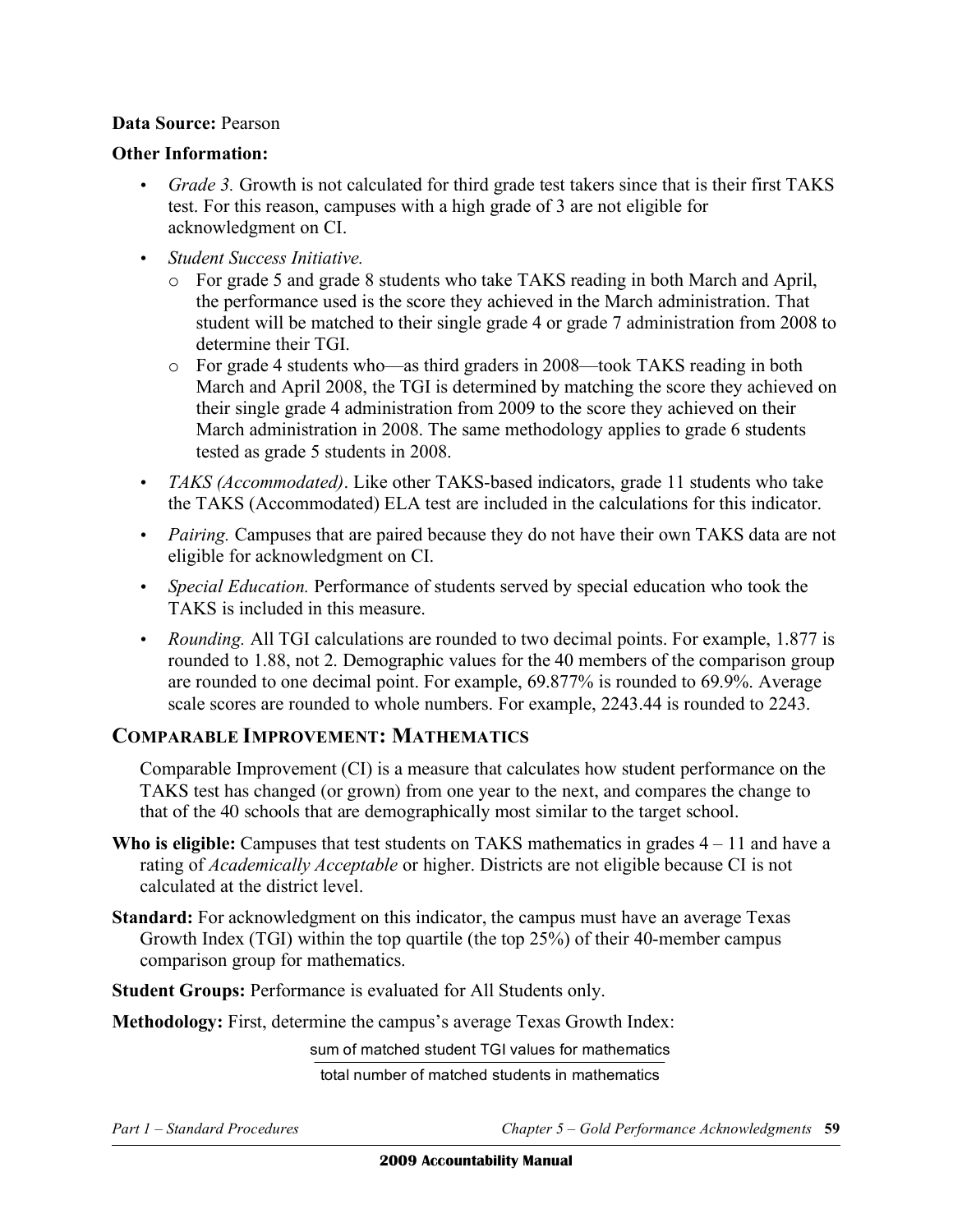**Data Source:** Pearson

**Other Information:**

- *Grade 3.* Growth is not calculated for third grade test takers since that is their first TAKS test. For this reason, campuses with a high grade of 3 are not eligible for acknowledgment on CI.
- *Student Success Initiative.*
  - For grade 5 and grade 8 students who take TAKS reading in both March and April, the performance used is the score they achieved in the March administration. That student will be matched to their single grade 4 or grade 7 administration from 2008 to determine their TGI.
  - For grade 4 students who—as third graders in 2008—took TAKS reading in both March and April 2008, the TGI is determined by matching the score they achieved on their single grade 4 administration from 2009 to the score they achieved on their March administration in 2008. The same methodology applies to grade 6 students tested as grade 5 students in 2008.
- *TAKS (Accommodated)*. Like other TAKS-based indicators, grade 11 students who take the TAKS (Accommodated) ELA test are included in the calculations for this indicator.
- *Pairing.* Campuses that are paired because they do not have their own TAKS data are not eligible for acknowledgment on CI.
- *Special Education.* Performance of students served by special education who took the TAKS is included in this measure.
- *Rounding.* All TGI calculations are rounded to two decimal points. For example, 1.877 is rounded to 1.88, not 2. Demographic values for the 40 members of the comparison group are rounded to one decimal point. For example, 69.877% is rounded to 69.9%. Average scale scores are rounded to whole numbers. For example, 2243.44 is rounded to 2243.

## COMPARABLE IMPROVEMENT: MATHEMATICS

Comparable Improvement (CI) is a measure that calculates how student performance on the TAKS test has changed (or grown) from one year to the next, and compares the change to that of the 40 schools that are demographically most similar to the target school.

**Who is eligible:** Campuses that test students on TAKS mathematics in grades 4 – 11 and have a rating of *Academically Acceptable* or higher. Districts are not eligible because CI is not calculated at the district level.

**Standard:** For acknowledgment on this indicator, the campus must have an average Texas Growth Index (TGI) within the top quartile (the top 25%) of their 40-member campus comparison group for mathematics.

**Student Groups:** Performance is evaluated for All Students only.

**Methodology:** First, determine the campus's average Texas Growth Index:

$$\frac{\text{sum of matched student TGI values for mathematics}}{\text{total number of matched students in mathematics}}$$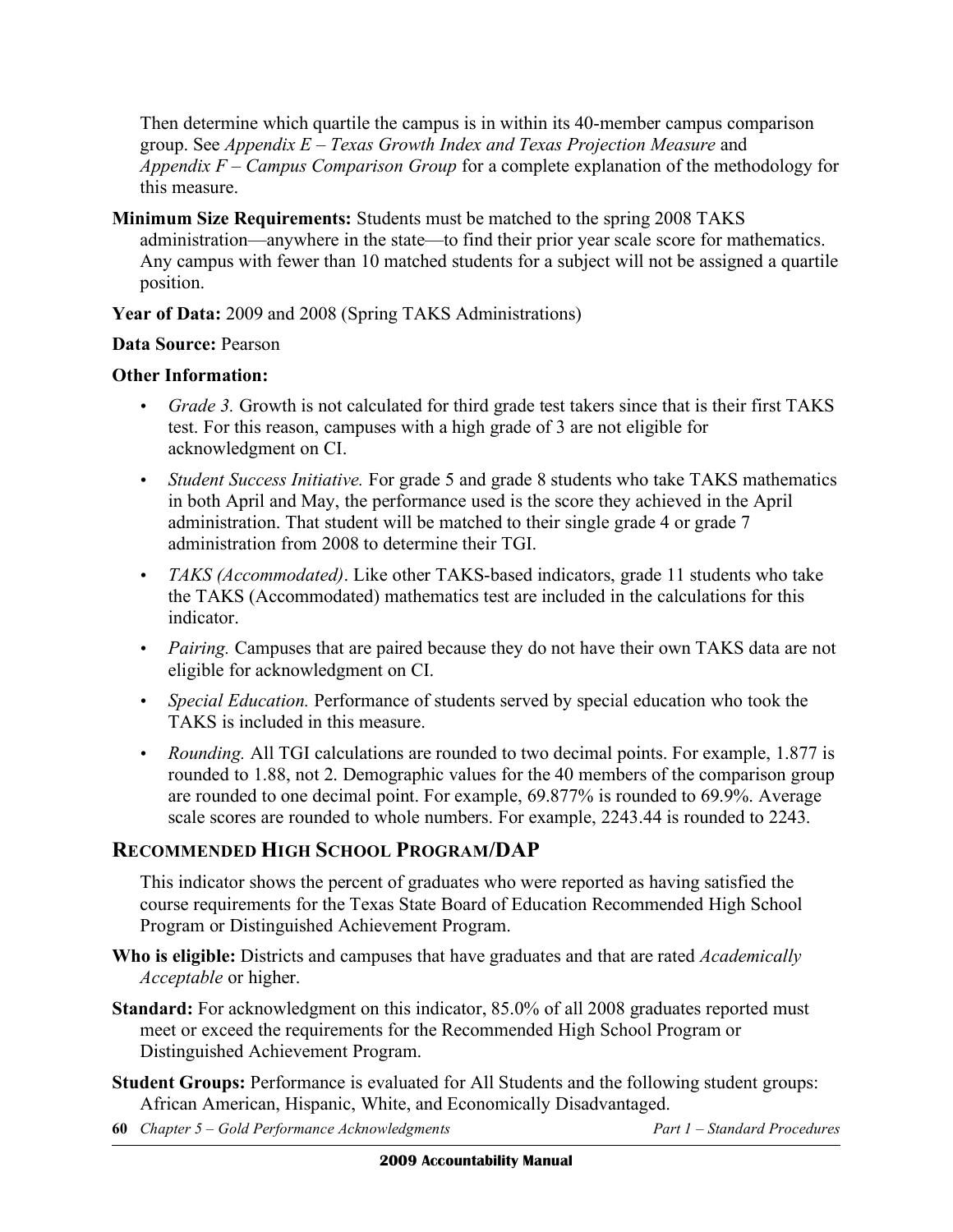Then determine which quartile the campus is in within its 40-member campus comparison group. See *Appendix E – Texas Growth Index and Texas Projection Measure* and *Appendix F – Campus Comparison Group* for a complete explanation of the methodology for this measure.

**Minimum Size Requirements:** Students must be matched to the spring 2008 TAKS administration—anywhere in the state—to find their prior year scale score for mathematics. Any campus with fewer than 10 matched students for a subject will not be assigned a quartile position.

**Year of Data:** 2009 and 2008 (Spring TAKS Administrations)

**Data Source:** Pearson

**Other Information:**

- *Grade 3.* Growth is not calculated for third grade test takers since that is their first TAKS test. For this reason, campuses with a high grade of 3 are not eligible for acknowledgment on CI.
- *Student Success Initiative.* For grade 5 and grade 8 students who take TAKS mathematics in both April and May, the performance used is the score they achieved in the April administration. That student will be matched to their single grade 4 or grade 7 administration from 2008 to determine their TGI.
- *TAKS (Accommodated)*. Like other TAKS-based indicators, grade 11 students who take the TAKS (Accommodated) mathematics test are included in the calculations for this indicator.
- *Pairing.* Campuses that are paired because they do not have their own TAKS data are not eligible for acknowledgment on CI.
- *Special Education.* Performance of students served by special education who took the TAKS is included in this measure.
- *Rounding.* All TGI calculations are rounded to two decimal points. For example, 1.877 is rounded to 1.88, not 2. Demographic values for the 40 members of the comparison group are rounded to one decimal point. For example, 69.877% is rounded to 69.9%. Average scale scores are rounded to whole numbers. For example, 2243.44 is rounded to 2243.

## RECOMMENDED HIGH SCHOOL PROGRAM/DAP

This indicator shows the percent of graduates who were reported as having satisfied the course requirements for the Texas State Board of Education Recommended High School Program or Distinguished Achievement Program.

**Who is eligible:** Districts and campuses that have graduates and that are rated *Academically Acceptable* or higher.

**Standard:** For acknowledgment on this indicator, 85.0% of all 2008 graduates reported must meet or exceed the requirements for the Recommended High School Program or Distinguished Achievement Program.

**Student Groups:** Performance is evaluated for All Students and the following student groups: African American, Hispanic, White, and Economically Disadvantaged.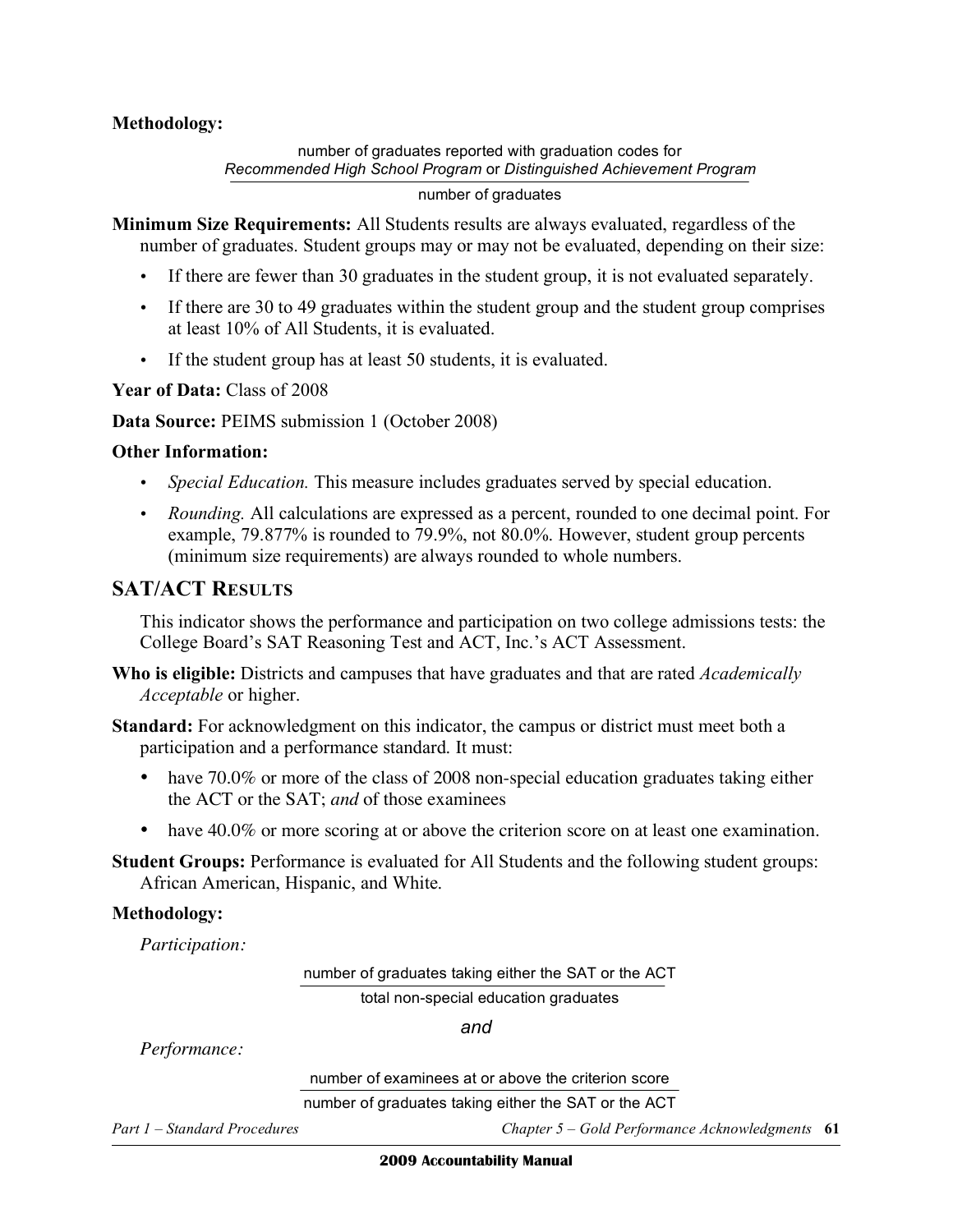**Methodology:**

$$\frac{\text{number of graduates reported with graduation codes for } \textit{Recommended High School Program} \text{ or } \textit{Distinguished Achievement Program}}{\text{number of graduates}}$$

**Minimum Size Requirements:** All Students results are always evaluated, regardless of the number of graduates. Student groups may or may not be evaluated, depending on their size:

- If there are fewer than 30 graduates in the student group, it is not evaluated separately.
- If there are 30 to 49 graduates within the student group and the student group comprises at least 10% of All Students, it is evaluated.
- If the student group has at least 50 students, it is evaluated.

**Year of Data:** Class of 2008

**Data Source:** PEIMS submission 1 (October 2008)

**Other Information:**

- *Special Education.* This measure includes graduates served by special education.
- *Rounding.* All calculations are expressed as a percent, rounded to one decimal point. For example, 79.877% is rounded to 79.9%, not 80.0%. However, student group percents (minimum size requirements) are always rounded to whole numbers.

## SAT/ACT Results

This indicator shows the performance and participation on two college admissions tests: the College Board's SAT Reasoning Test and ACT, Inc.'s ACT Assessment.

**Who is eligible:** Districts and campuses that have graduates and that are rated *Academically Acceptable* or higher.

**Standard:** For acknowledgment on this indicator, the campus or district must meet both a participation and a performance standard. It must:

- have 70.0% or more of the class of 2008 non-special education graduates taking either the ACT or the SAT; *and* of those examinees
- have 40.0% or more scoring at or above the criterion score on at least one examination.

**Student Groups:** Performance is evaluated for All Students and the following student groups: African American, Hispanic, and White.

**Methodology:**

*Participation:*

$$\frac{\text{number of graduates taking either the SAT or the ACT}}{\text{total non-special education graduates}}$$

*and*

*Performance:*

$$\frac{\text{number of examinees at or above the criterion score}}{\text{number of graduates taking either the SAT or the ACT}}$$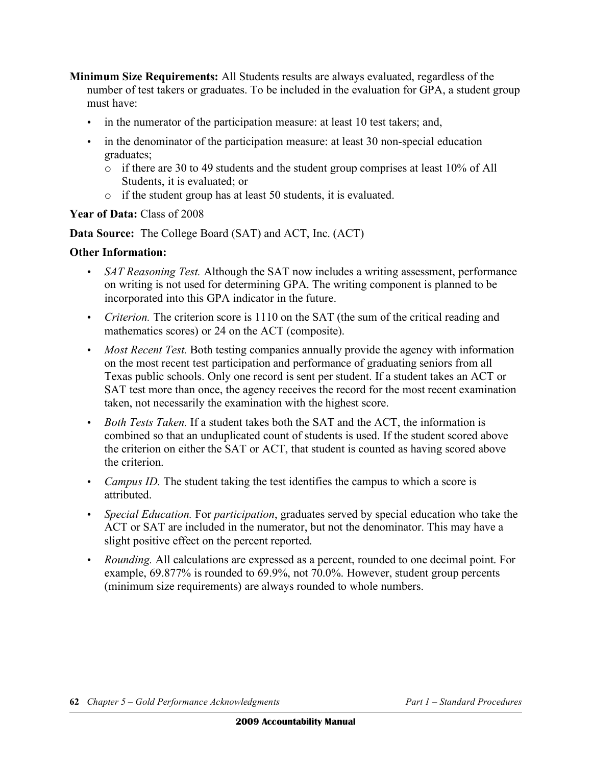**Minimum Size Requirements:** All Students results are always evaluated, regardless of the number of test takers or graduates. To be included in the evaluation for GPA, a student group must have:

- in the numerator of the participation measure: at least 10 test takers; and,
- in the denominator of the participation measure: at least 30 non-special education graduates;
  - o if there are 30 to 49 students and the student group comprises at least 10% of All Students, it is evaluated; or
  - o if the student group has at least 50 students, it is evaluated.

**Year of Data:** Class of 2008

**Data Source:** The College Board (SAT) and ACT, Inc. (ACT)

**Other Information:**

- *SAT Reasoning Test.* Although the SAT now includes a writing assessment, performance on writing is not used for determining GPA. The writing component is planned to be incorporated into this GPA indicator in the future.
- *Criterion.* The criterion score is 1110 on the SAT (the sum of the critical reading and mathematics scores) or 24 on the ACT (composite).
- *Most Recent Test.* Both testing companies annually provide the agency with information on the most recent test participation and performance of graduating seniors from all Texas public schools. Only one record is sent per student. If a student takes an ACT or SAT test more than once, the agency receives the record for the most recent examination taken, not necessarily the examination with the highest score.
- *Both Tests Taken.* If a student takes both the SAT and the ACT, the information is combined so that an unduplicated count of students is used. If the student scored above the criterion on either the SAT or ACT, that student is counted as having scored above the criterion.
- *Campus ID.* The student taking the test identifies the campus to which a score is attributed.
- *Special Education.* For *participation*, graduates served by special education who take the ACT or SAT are included in the numerator, but not the denominator. This may have a slight positive effect on the percent reported.
- *Rounding.* All calculations are expressed as a percent, rounded to one decimal point. For example, 69.877% is rounded to 69.9%, not 70.0%. However, student group percents (minimum size requirements) are always rounded to whole numbers.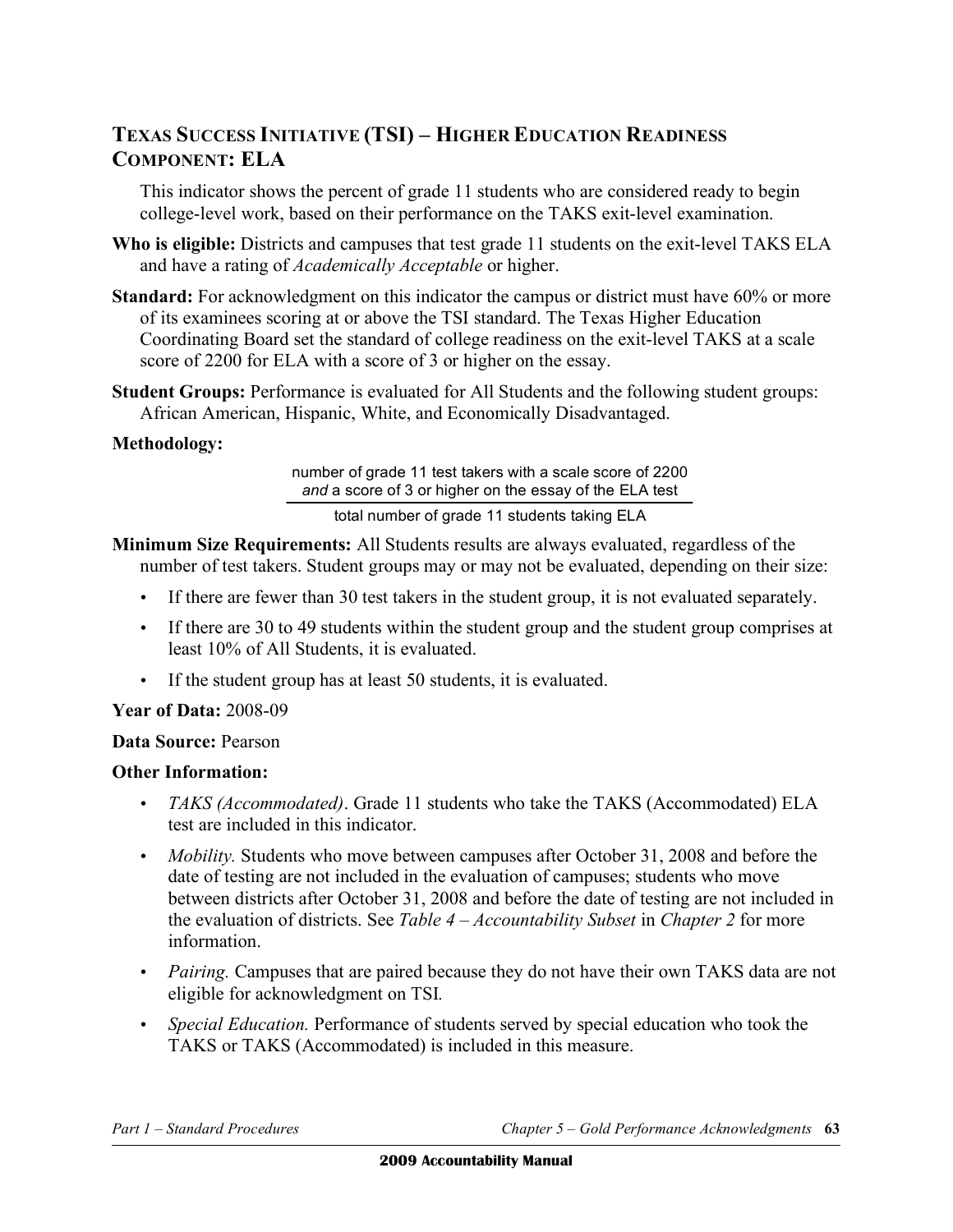## TEXAS SUCCESS INITIATIVE (TSI) – HIGHER EDUCATION READINESS COMPONENT: ELA

This indicator shows the percent of grade 11 students who are considered ready to begin college-level work, based on their performance on the TAKS exit-level examination.

**Who is eligible:** Districts and campuses that test grade 11 students on the exit-level TAKS ELA and have a rating of *Academically Acceptable* or higher.

**Standard:** For acknowledgment on this indicator the campus or district must have 60% or more of its examinees scoring at or above the TSI standard. The Texas Higher Education Coordinating Board set the standard of college readiness on the exit-level TAKS at a scale score of 2200 for ELA with a score of 3 or higher on the essay.

**Student Groups:** Performance is evaluated for All Students and the following student groups: African American, Hispanic, White, and Economically Disadvantaged.

**Methodology:**

$$\frac{\text{number of grade 11 test takers with a scale score of 2200 } \textit{and} \text{ a score of 3 or higher on the essay of the ELA test}}{\text{total number of grade 11 students taking ELA}}$$

**Minimum Size Requirements:** All Students results are always evaluated, regardless of the number of test takers. Student groups may or may not be evaluated, depending on their size:

- If there are fewer than 30 test takers in the student group, it is not evaluated separately.
- If there are 30 to 49 students within the student group and the student group comprises at least 10% of All Students, it is evaluated.
- If the student group has at least 50 students, it is evaluated.

**Year of Data:** 2008-09

**Data Source:** Pearson

**Other Information:**

- *TAKS (Accommodated)*. Grade 11 students who take the TAKS (Accommodated) ELA test are included in this indicator.
- *Mobility.* Students who move between campuses after October 31, 2008 and before the date of testing are not included in the evaluation of campuses; students who move between districts after October 31, 2008 and before the date of testing are not included in the evaluation of districts. See *Table 4 – Accountability Subset* in *Chapter 2* for more information.
- *Pairing.* Campuses that are paired because they do not have their own TAKS data are not eligible for acknowledgment on TSI.
- *Special Education.* Performance of students served by special education who took the TAKS or TAKS (Accommodated) is included in this measure.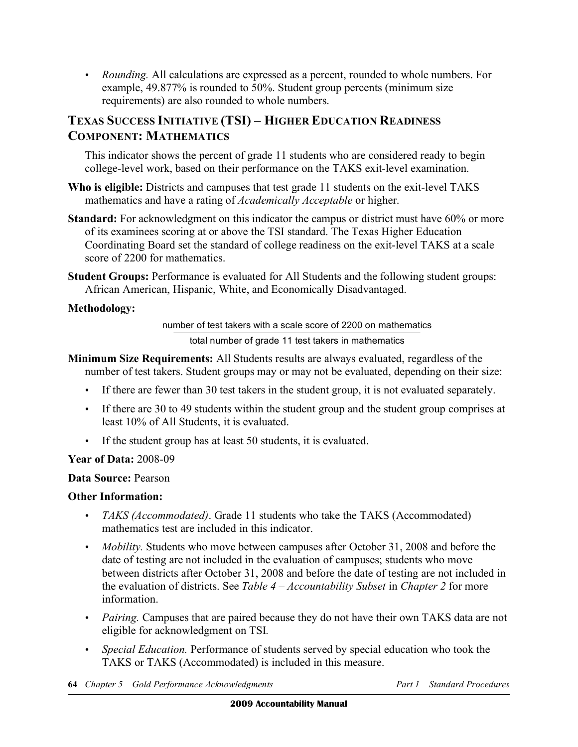- *Rounding.* All calculations are expressed as a percent, rounded to whole numbers. For example, 49.877% is rounded to 50%. Student group percents (minimum size requirements) are also rounded to whole numbers.

## Texas Success Initiative (TSI) – Higher Education Readiness Component: Mathematics

This indicator shows the percent of grade 11 students who are considered ready to begin college-level work, based on their performance on the TAKS exit-level examination.

**Who is eligible:** Districts and campuses that test grade 11 students on the exit-level TAKS mathematics and have a rating of *Academically Acceptable* or higher.

**Standard:** For acknowledgment on this indicator the campus or district must have 60% or more of its examinees scoring at or above the TSI standard. The Texas Higher Education Coordinating Board set the standard of college readiness on the exit-level TAKS at a scale score of 2200 for mathematics.

**Student Groups:** Performance is evaluated for All Students and the following student groups: African American, Hispanic, White, and Economically Disadvantaged.

**Methodology:**

$$\frac{\text{number of test takers with a scale score of 2200 on mathematics}}{\text{total number of grade 11 test takers in mathematics}}$$

**Minimum Size Requirements:** All Students results are always evaluated, regardless of the number of test takers. Student groups may or may not be evaluated, depending on their size:

- If there are fewer than 30 test takers in the student group, it is not evaluated separately.
- If there are 30 to 49 students within the student group and the student group comprises at least 10% of All Students, it is evaluated.
- If the student group has at least 50 students, it is evaluated.

**Year of Data:** 2008-09

**Data Source:** Pearson

**Other Information:**

- *TAKS (Accommodated)*. Grade 11 students who take the TAKS (Accommodated) mathematics test are included in this indicator.
- *Mobility.* Students who move between campuses after October 31, 2008 and before the date of testing are not included in the evaluation of campuses; students who move between districts after October 31, 2008 and before the date of testing are not included in the evaluation of districts. See *Table 4 – Accountability Subset* in *Chapter 2* for more information.
- *Pairing.* Campuses that are paired because they do not have their own TAKS data are not eligible for acknowledgment on TSI.
- *Special Education.* Performance of students served by special education who took the TAKS or TAKS (Accommodated) is included in this measure.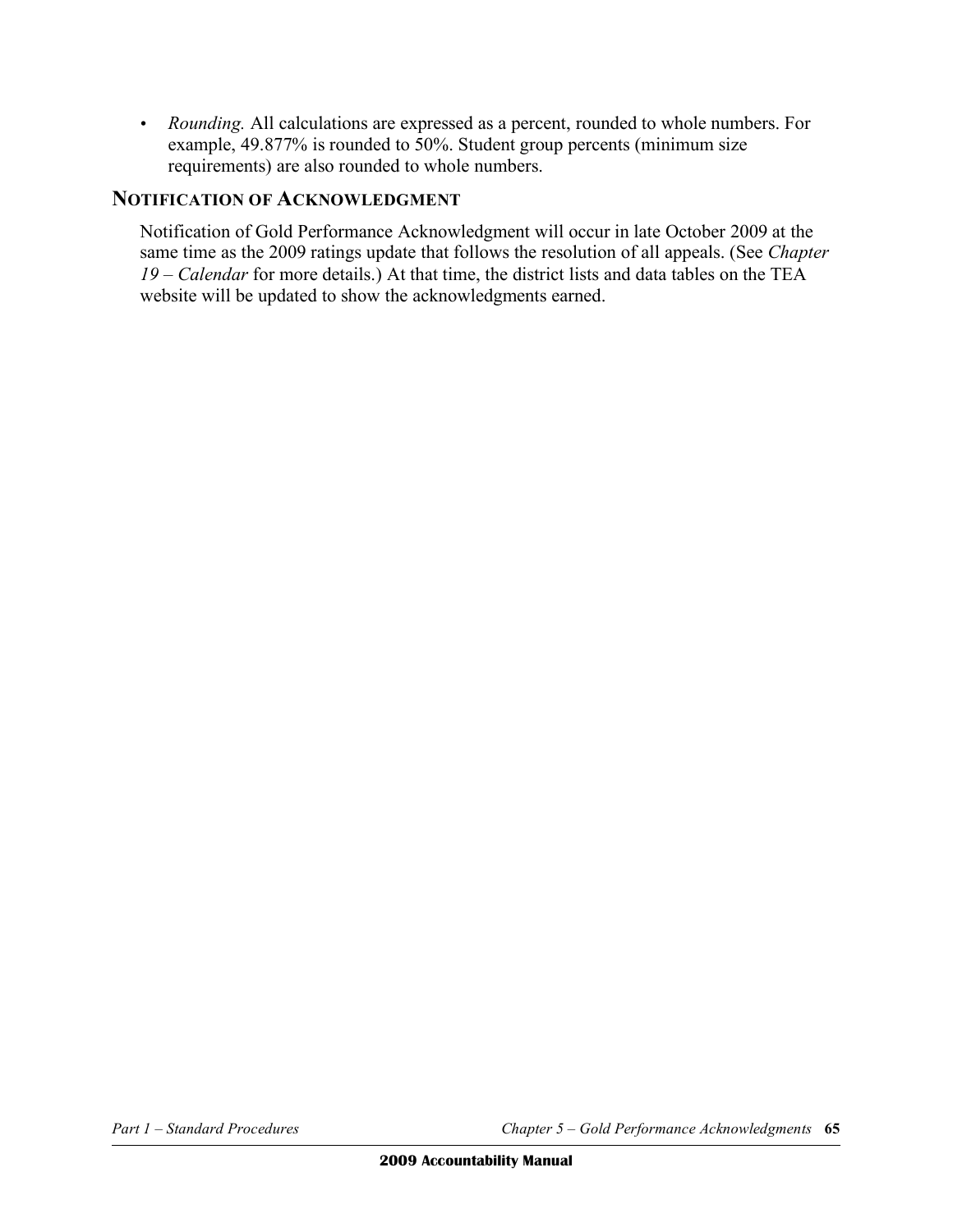- *Rounding.* All calculations are expressed as a percent, rounded to whole numbers. For example, 49.877% is rounded to 50%. Student group percents (minimum size requirements) are also rounded to whole numbers.

## NOTIFICATION OF ACKNOWLEDGMENT

Notification of Gold Performance Acknowledgment will occur in late October 2009 at the same time as the 2009 ratings update that follows the resolution of all appeals. (See *Chapter 19 – Calendar* for more details.) At that time, the district lists and data tables on the TEA website will be updated to show the acknowledgments earned.